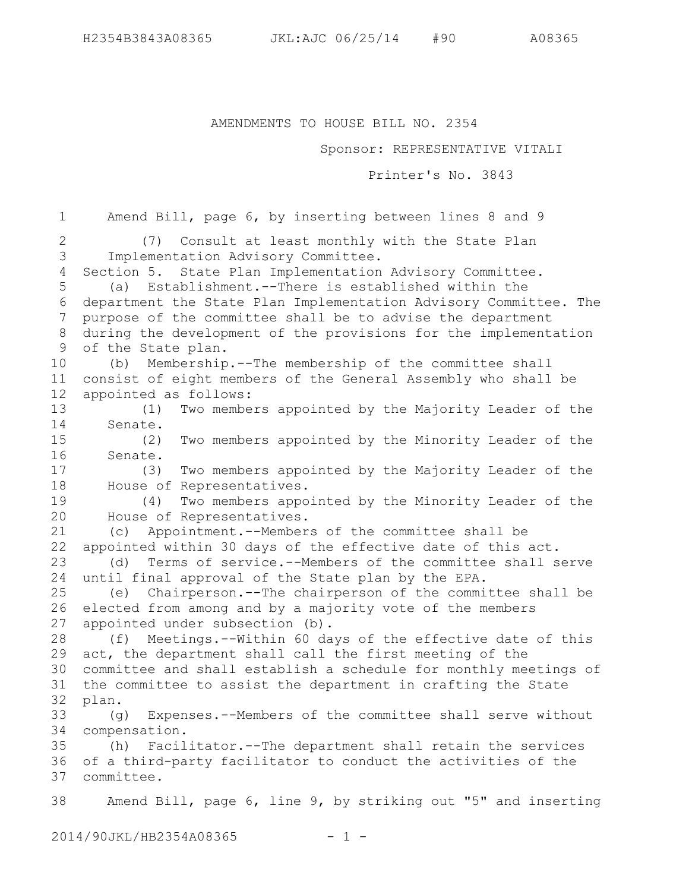H2354B3843A08365 JKL:AJC 06/25/14 #90 A08365

AMENDMENTS TO HOUSE BILL NO. 2354

Sponsor: REPRESENTATIVE VITALI

Printer's No. 3843

Amend Bill, page 6, by inserting between lines 8 and 9

(7) Consult at least monthly with the State Plan Implementation Advisory Committee.

Section 5. State Plan Implementation Advisory Committee.

(a) Establishment.--There is established within the department the State Plan Implementation Advisory Committee. The purpose of the committee shall be to advise the department during the development of the provisions for the implementation of the State plan.

(b) Membership.--The membership of the committee shall consist of eight members of the General Assembly who shall be appointed as follows:

(1) Two members appointed by the Majority Leader of the Senate.

(2) Two members appointed by the Minority Leader of the Senate.

(3) Two members appointed by the Majority Leader of the House of Representatives.

(4) Two members appointed by the Minority Leader of the House of Representatives.

(c) Appointment.--Members of the committee shall be appointed within 30 days of the effective date of this act.

(d) Terms of service.--Members of the committee shall serve until final approval of the State plan by the EPA.

(e) Chairperson.--The chairperson of the committee shall be elected from among and by a majority vote of the members appointed under subsection (b).

(f) Meetings.--Within 60 days of the effective date of this act, the department shall call the first meeting of the committee and shall establish a schedule for monthly meetings of the committee to assist the department in crafting the State plan.

(g) Expenses.--Members of the committee shall serve without compensation.

(h) Facilitator.--The department shall retain the services of a third-party facilitator to conduct the activities of the committee.

Amend Bill, page 6, line 9, by striking out "5" and inserting

2014/90JKL/HB2354A08365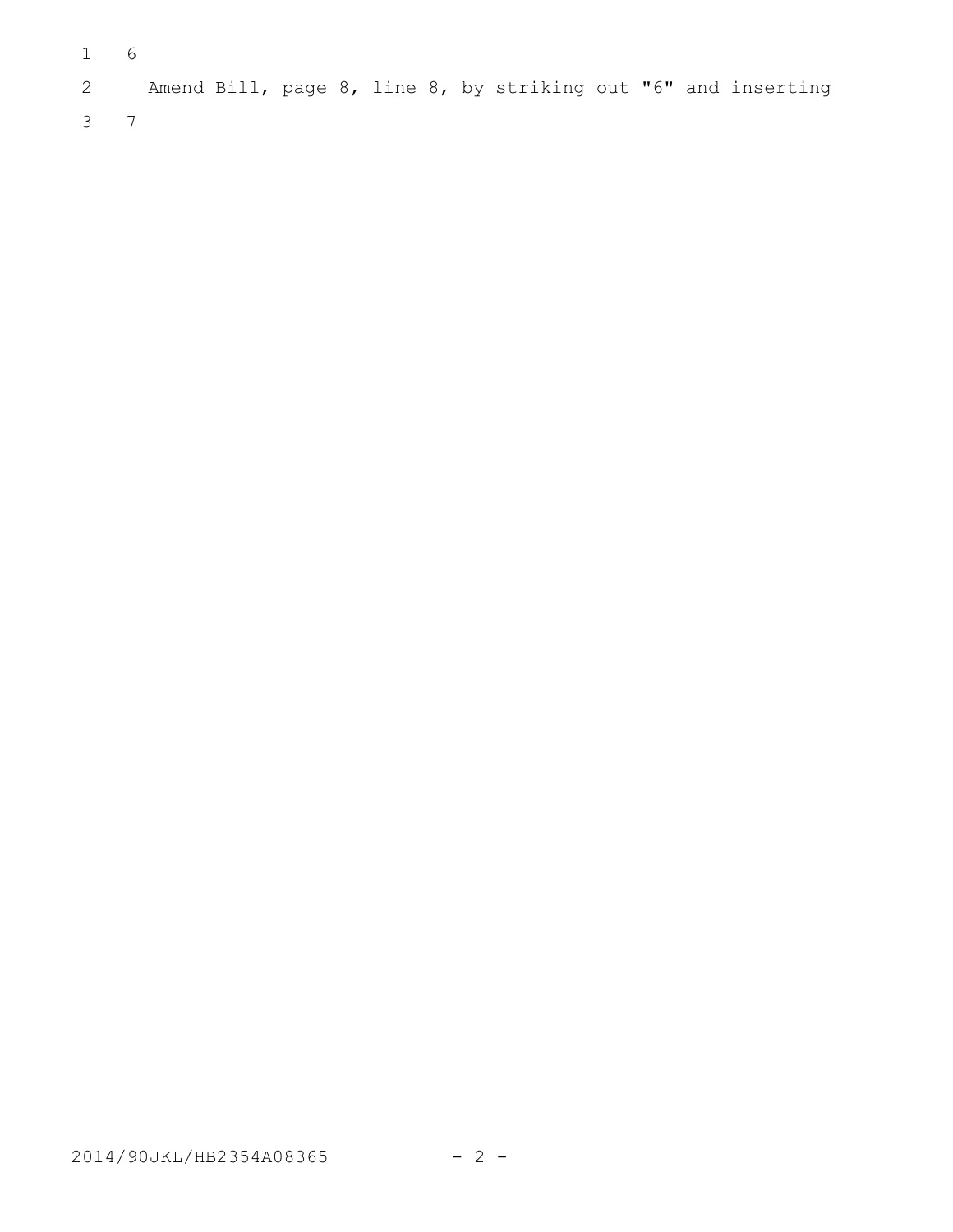6

Amend Bill, page 8, line 8, by striking out "6" and inserting

7